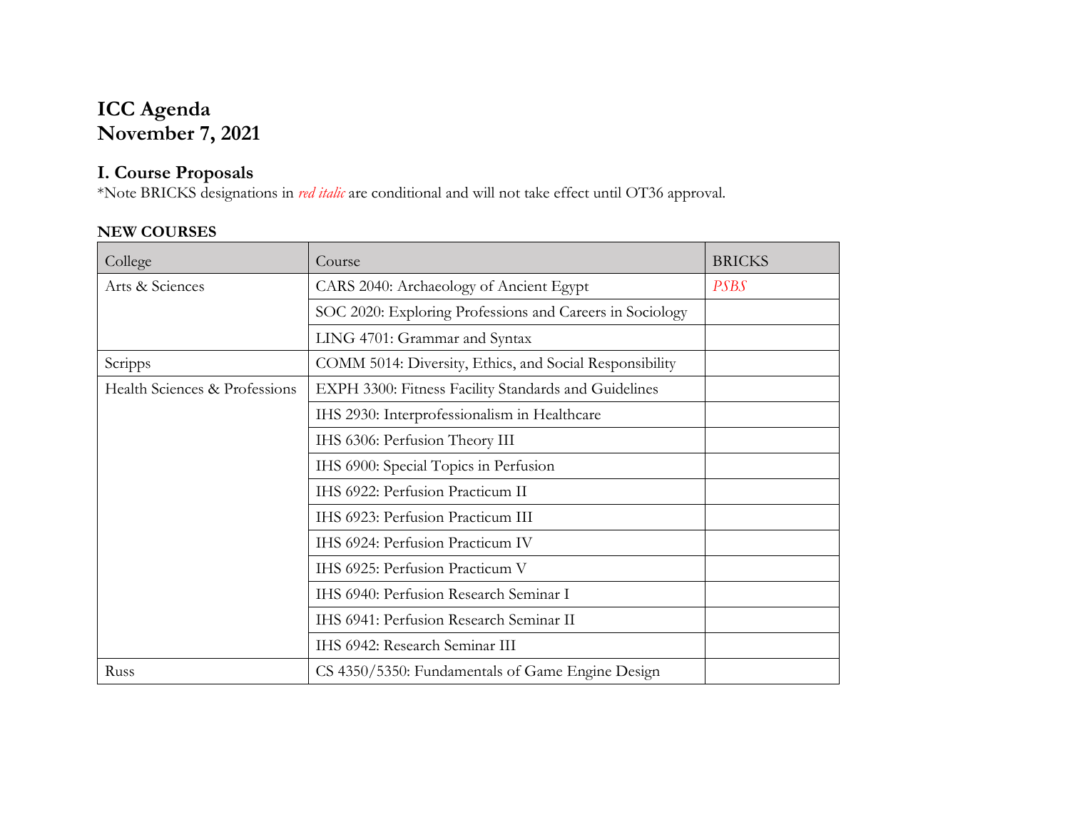# ICC Agenda
# November 7, 2021

## I. Course Proposals

*Note BRICKS designations in *red italic* are conditional and will not take effect until OT36 approval.

**NEW COURSES**

| College | Course | BRICKS |
|---|---|---|
| Arts & Sciences | CARS 2040: Archaeology of Ancient Egypt | *PSBS* |
| | SOC 2020: Exploring Professions and Careers in Sociology | |
| | LING 4701: Grammar and Syntax | |
| Scripps | COMM 5014: Diversity, Ethics, and Social Responsibility | |
| Health Sciences & Professions | EXPH 3300: Fitness Facility Standards and Guidelines | |
| | IHS 2930: Interprofessionalism in Healthcare | |
| | IHS 6306: Perfusion Theory III | |
| | IHS 6900: Special Topics in Perfusion | |
| | IHS 6922: Perfusion Practicum II | |
| | IHS 6923: Perfusion Practicum III | |
| | IHS 6924: Perfusion Practicum IV | |
| | IHS 6925: Perfusion Practicum V | |
| | IHS 6940: Perfusion Research Seminar I | |
| | IHS 6941: Perfusion Research Seminar II | |
| | IHS 6942: Research Seminar III | |
| Russ | CS 4350/5350: Fundamentals of Game Engine Design | |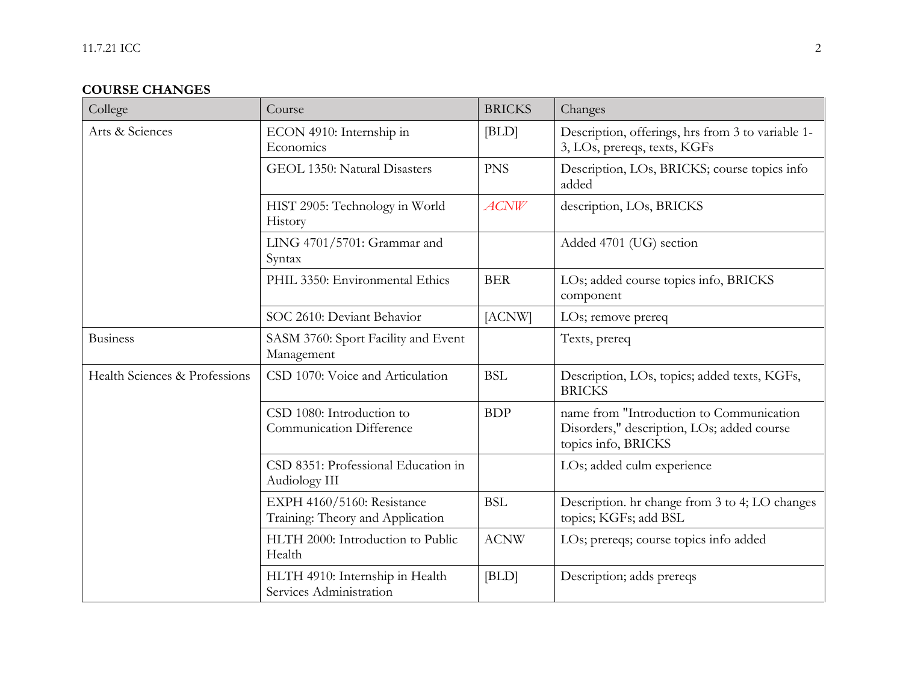**COURSE CHANGES**

| College | Course | BRICKS | Changes |
|---|---|---|---|
| Arts & Sciences | ECON 4910: Internship in Economics | [BLD] | Description, offerings, hrs from 3 to variable 1-3, LOs, prereqs, texts, KGFs |
| | GEOL 1350: Natural Disasters | PNS | Description, LOs, BRICKS; course topics info added |
| | HIST 2905: Technology in World History | *ACNW* | description, LOs, BRICKS |
| | LING 4701/5701: Grammar and Syntax | | Added 4701 (UG) section |
| | PHIL 3350: Environmental Ethics | BER | LOs; added course topics info, BRICKS component |
| | SOC 2610: Deviant Behavior | [ACNW] | LOs; remove prereq |
| Business | SASM 3760: Sport Facility and Event Management | | Texts, prereq |
| Health Sciences & Professions | CSD 1070: Voice and Articulation | BSL | Description, LOs, topics; added texts, KGFs, BRICKS |
| | CSD 1080: Introduction to Communication Difference | BDP | name from "Introduction to Communication Disorders," description, LOs; added course topics info, BRICKS |
| | CSD 8351: Professional Education in Audiology III | | LOs; added culm experience |
| | EXPH 4160/5160: Resistance Training: Theory and Application | BSL | Description. hr change from 3 to 4; LO changes topics; KGFs; add BSL |
| | HLTH 2000: Introduction to Public Health | ACNW | LOs; prereqs; course topics info added |
| | HLTH 4910: Internship in Health Services Administration | [BLD] | Description; adds prereqs |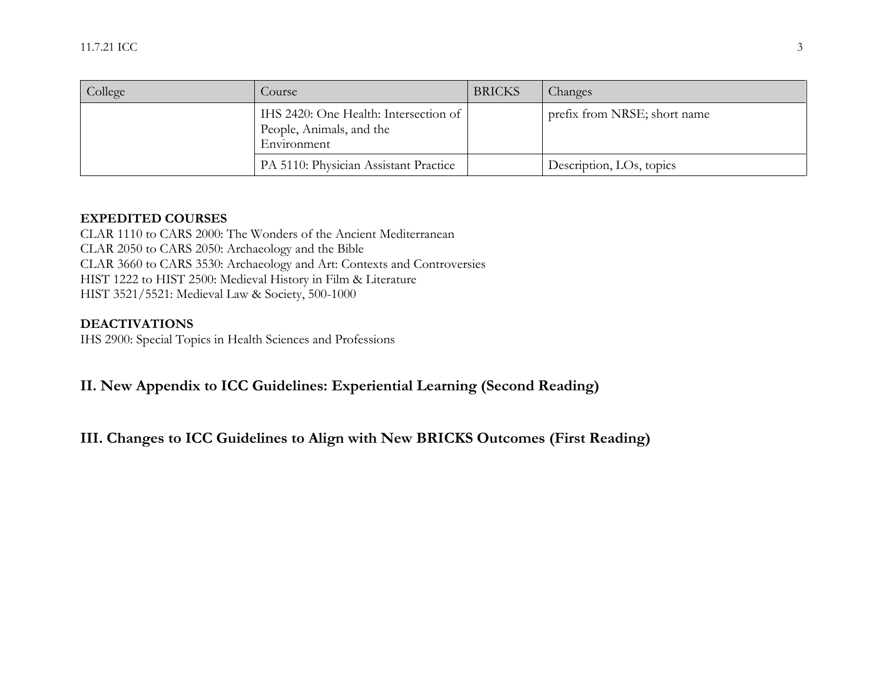| College | Course | BRICKS | Changes |
|---|---|---|---|
| | IHS 2420: One Health: Intersection of People, Animals, and the Environment | | prefix from NRSE; short name |
| | PA 5110: Physician Assistant Practice | | Description, LOs, topics |

**EXPEDITED COURSES**

CLAR 1110 to CARS 2000: The Wonders of the Ancient Mediterranean
CLAR 2050 to CARS 2050: Archaeology and the Bible
CLAR 3660 to CARS 3530: Archaeology and Art: Contexts and Controversies
HIST 1222 to HIST 2500: Medieval History in Film & Literature
HIST 3521/5521: Medieval Law & Society, 500-1000

**DEACTIVATIONS**

IHS 2900: Special Topics in Health Sciences and Professions

## II. New Appendix to ICC Guidelines: Experiential Learning (Second Reading)

## III. Changes to ICC Guidelines to Align with New BRICKS Outcomes (First Reading)